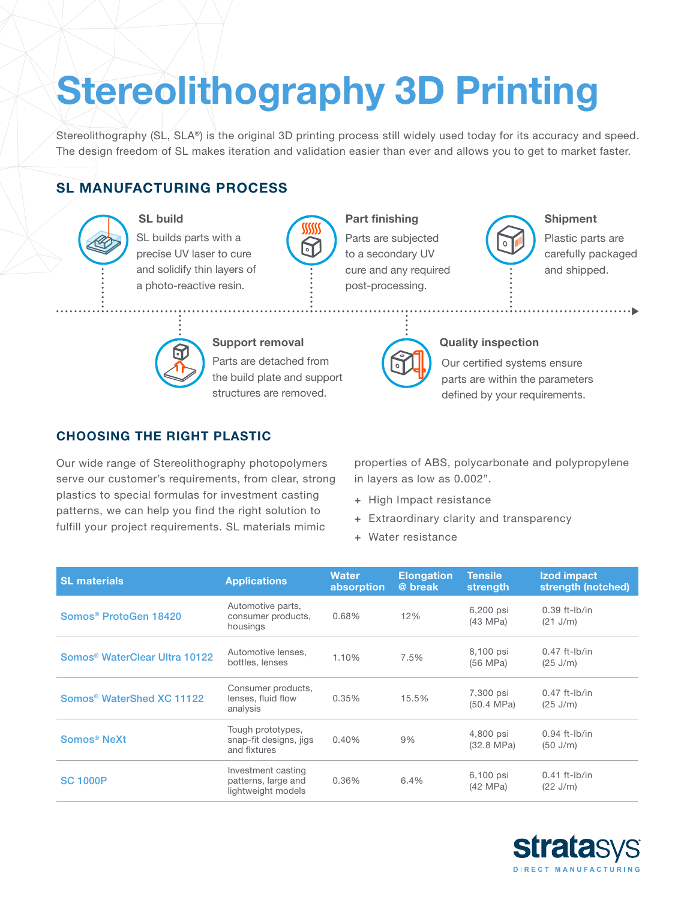# Stereolithography 3D Printing

Stereolithography (SL, SLA®) is the original 3D printing process still widely used today for its accuracy and speed. The design freedom of SL makes iteration and validation easier than ever and allows you to get to market faster.

## SL MANUFACTURING PROCESS

**SL build**
SL builds parts with a precise UV laser to cure and solidify thin layers of a photo-reactive resin.

**Support removal**
Parts are detached from the build plate and support structures are removed.

**Part finishing**
Parts are subjected to a secondary UV cure and any required post-processing.

**Quality inspection**
Our certified systems ensure parts are within the parameters defined by your requirements.

**Shipment**
Plastic parts are carefully packaged and shipped.

## CHOOSING THE RIGHT PLASTIC

Our wide range of Stereolithography photopolymers serve our customer's requirements, from clear, strong plastics to special formulas for investment casting patterns, we can help you find the right solution to fulfill your project requirements. SL materials mimic properties of ABS, polycarbonate and polypropylene in layers as low as 0.002".

+ High Impact resistance
+ Extraordinary clarity and transparency
+ Water resistance

| SL materials | Applications | Water absorption | Elongation @ break | Tensile strength | Izod impact strength (notched) |
|---|---|---|---|---|---|
| Somos® ProtoGen 18420 | Automotive parts, consumer products, housings | 0.68% | 12% | 6,200 psi (43 MPa) | 0.39 ft-lb/in (21 J/m) |
| Somos® WaterClear Ultra 10122 | Automotive lenses, bottles, lenses | 1.10% | 7.5% | 8,100 psi (56 MPa) | 0.47 ft-lb/in (25 J/m) |
| Somos® WaterShed XC 11122 | Consumer products, lenses, fluid flow analysis | 0.35% | 15.5% | 7,300 psi (50.4 MPa) | 0.47 ft-lb/in (25 J/m) |
| Somos® NeXt | Tough prototypes, snap-fit designs, jigs and fixtures | 0.40% | 9% | 4,800 psi (32.8 MPa) | 0.94 ft-lb/in (50 J/m) |
| SC 1000P | Investment casting patterns, large and lightweight models | 0.36% | 6.4% | 6,100 psi (42 MPa) | 0.41 ft-lb/in (22 J/m) |

stratasys
DIRECT MANUFACTURING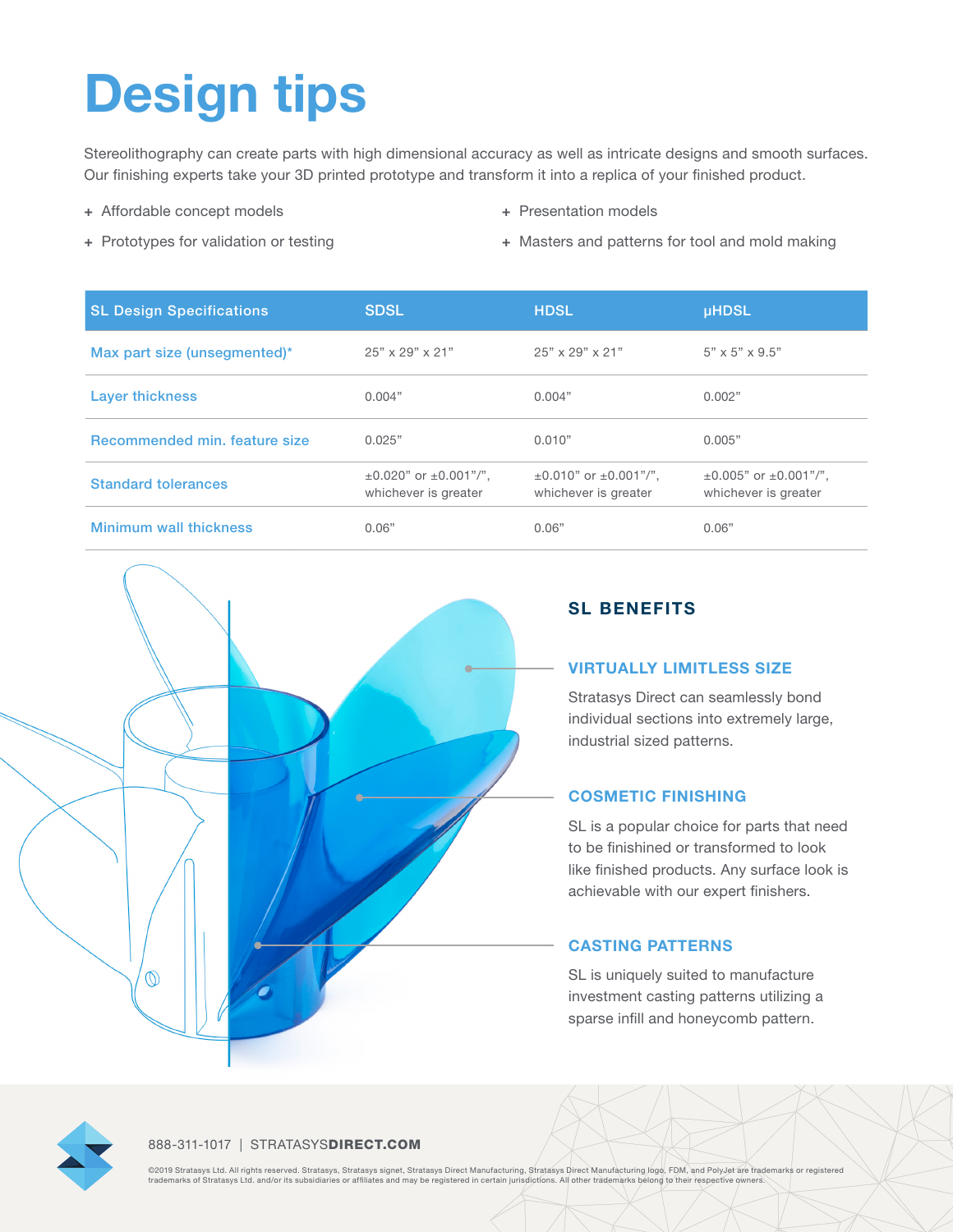# Design tips

Stereolithography can create parts with high dimensional accuracy as well as intricate designs and smooth surfaces. Our finishing experts take your 3D printed prototype and transform it into a replica of your finished product.

+ Affordable concept models
+ Prototypes for validation or testing
+ Presentation models
+ Masters and patterns for tool and mold making

| SL Design Specifications | SDSL | HDSL | μHDSL |
|---|---|---|---|
| Max part size (unsegmented)* | 25" x 29" x 21" | 25" x 29" x 21" | 5" x 5" x 9.5" |
| Layer thickness | 0.004" | 0.004" | 0.002" |
| Recommended min. feature size | 0.025" | 0.010" | 0.005" |
| Standard tolerances | ±0.020" or ±0.001"/", whichever is greater | ±0.010" or ±0.001"/", whichever is greater | ±0.005" or ±0.001"/", whichever is greater |
| Minimum wall thickness | 0.06" | 0.06" | 0.06" |

## SL BENEFITS

### VIRTUALLY LIMITLESS SIZE

Stratasys Direct can seamlessly bond individual sections into extremely large, industrial sized patterns.

### COSMETIC FINISHING

SL is a popular choice for parts that need to be finished or transformed to look like finished products. Any surface look is achievable with our expert finishers.

### CASTING PATTERNS

SL is uniquely suited to manufacture investment casting patterns utilizing a sparse infill and honeycomb pattern.

888-311-1017 | STRATASYS**DIRECT.COM**

©2019 Stratasys Ltd. All rights reserved. Stratasys, Stratasys signet, Stratasys Direct Manufacturing, Stratasys Direct Manufacturing logo, FDM, and PolyJet are trademarks or registered trademarks of Stratasys Ltd. and/or its subsidiaries or affiliates and may be registered in certain jurisdictions. All other trademarks belong to their respective owners.